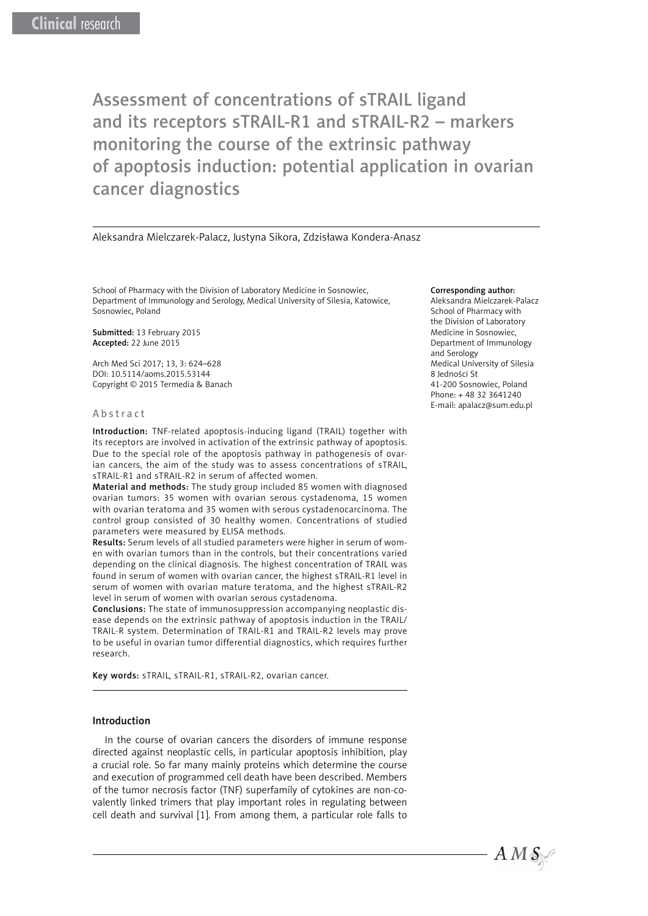Clinical research

# Assessment of concentrations of sTRAIL ligand and its receptors sTRAIL-R1 and sTRAIL-R2 – markers monitoring the course of the extrinsic pathway of apoptosis induction: potential application in ovarian cancer diagnostics

Aleksandra Mielczarek-Palacz, Justyna Sikora, Zdzisława Kondera-Anasz

School of Pharmacy with the Division of Laboratory Medicine in Sosnowiec, Department of Immunology and Serology, Medical University of Silesia, Katowice, Sosnowiec, Poland

**Submitted:** 13 February 2015
**Accepted:** 22 June 2015

Arch Med Sci 2017; 13, 3: 624–628
DOI: 10.5114/aoms.2015.53144
Copyright © 2015 Termedia & Banach

**Corresponding author:**
Aleksandra Mielczarek-Palacz
School of Pharmacy with the Division of Laboratory Medicine in Sosnowiec, Department of Immunology and Serology
Medical University of Silesia
8 Jedności St
41-200 Sosnowiec, Poland
Phone: + 48 32 3641240
E-mail: apalacz@sum.edu.pl

## Abstract

**Introduction:** TNF-related apoptosis-inducing ligand (TRAIL) together with its receptors are involved in activation of the extrinsic pathway of apoptosis. Due to the special role of the apoptosis pathway in pathogenesis of ovarian cancers, the aim of the study was to assess concentrations of sTRAIL, sTRAIL-R1 and sTRAIL-R2 in serum of affected women.

**Material and methods:** The study group included 85 women with diagnosed ovarian tumors: 35 women with ovarian serous cystadenoma, 15 women with ovarian teratoma and 35 women with serous cystadenocarcinoma. The control group consisted of 30 healthy women. Concentrations of studied parameters were measured by ELISA methods.

**Results:** Serum levels of all studied parameters were higher in serum of women with ovarian tumors than in the controls, but their concentrations varied depending on the clinical diagnosis. The highest concentration of TRAIL was found in serum of women with ovarian cancer, the highest sTRAIL-R1 level in serum of women with ovarian mature teratoma, and the highest sTRAIL-R2 level in serum of women with ovarian serous cystadenoma.

**Conclusions:** The state of immunosuppression accompanying neoplastic disease depends on the extrinsic pathway of apoptosis induction in the TRAIL/TRAIL-R system. Determination of TRAIL-R1 and TRAIL-R2 levels may prove to be useful in ovarian tumor differential diagnostics, which requires further research.

**Key words:** sTRAIL, sTRAIL-R1, sTRAIL-R2, ovarian cancer.

## Introduction

In the course of ovarian cancers the disorders of immune response directed against neoplastic cells, in particular apoptosis inhibition, play a crucial role. So far many mainly proteins which determine the course and execution of programmed cell death have been described. Members of the tumor necrosis factor (TNF) superfamily of cytokines are non-covalently linked trimers that play important roles in regulating between cell death and survival [1]. From among them, a particular role falls to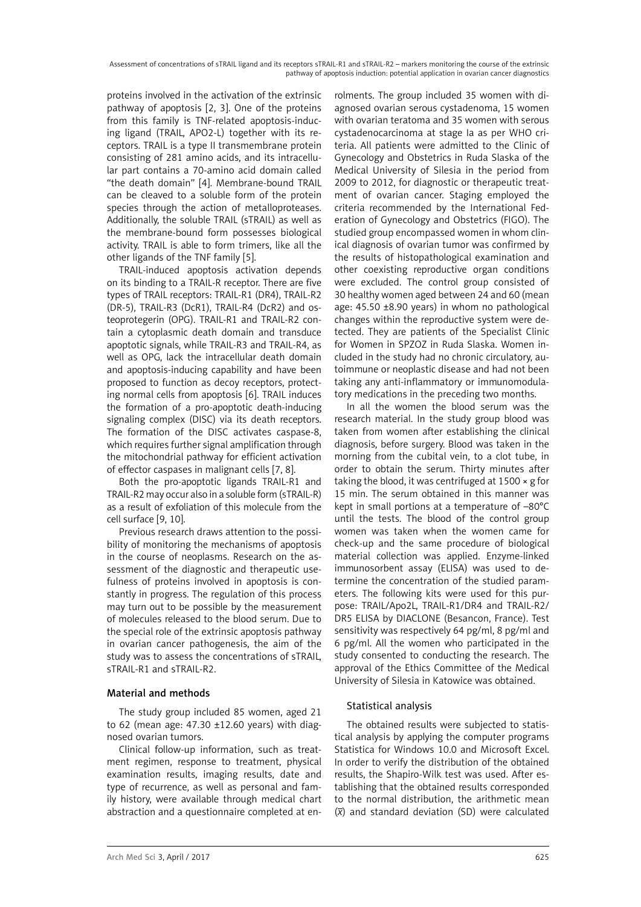proteins involved in the activation of the extrinsic pathway of apoptosis [2, 3]. One of the proteins from this family is TNF-related apoptosis-inducing ligand (TRAIL, APO2-L) together with its receptors. TRAIL is a type II transmembrane protein consisting of 281 amino acids, and its intracellular part contains a 70-amino acid domain called "the death domain" [4]. Membrane-bound TRAIL can be cleaved to a soluble form of the protein species through the action of metalloproteases. Additionally, the soluble TRAIL (sTRAIL) as well as the membrane-bound form possesses biological activity. TRAIL is able to form trimers, like all the other ligands of the TNF family [5].

TRAIL-induced apoptosis activation depends on its binding to a TRAIL-R receptor. There are five types of TRAIL receptors: TRAIL-R1 (DR4), TRAIL-R2 (DR-5), TRAIL-R3 (DcR1), TRAIL-R4 (DcR2) and osteoprotegerin (OPG). TRAIL-R1 and TRAIL-R2 contain a cytoplasmic death domain and transduce apoptotic signals, while TRAIL-R3 and TRAIL-R4, as well as OPG, lack the intracellular death domain and apoptosis-inducing capability and have been proposed to function as decoy receptors, protecting normal cells from apoptosis [6]. TRAIL induces the formation of a pro-apoptotic death-inducing signaling complex (DISC) via its death receptors. The formation of the DISC activates caspase-8, which requires further signal amplification through the mitochondrial pathway for efficient activation of effector caspases in malignant cells [7, 8].

Both the pro-apoptotic ligands TRAIL-R1 and TRAIL-R2 may occur also in a soluble form (sTRAIL-R) as a result of exfoliation of this molecule from the cell surface [9, 10].

Previous research draws attention to the possibility of monitoring the mechanisms of apoptosis in the course of neoplasms. Research on the assessment of the diagnostic and therapeutic usefulness of proteins involved in apoptosis is constantly in progress. The regulation of this process may turn out to be possible by the measurement of molecules released to the blood serum. Due to the special role of the extrinsic apoptosis pathway in ovarian cancer pathogenesis, the aim of the study was to assess the concentrations of sTRAIL, sTRAIL-R1 and sTRAIL-R2.

## Material and methods

The study group included 85 women, aged 21 to 62 (mean age: 47.30 ±12.60 years) with diagnosed ovarian tumors.

Clinical follow-up information, such as treatment regimen, response to treatment, physical examination results, imaging results, date and type of recurrence, as well as personal and family history, were available through medical chart abstraction and a questionnaire completed at enrolments. The group included 35 women with diagnosed ovarian serous cystadenoma, 15 women with ovarian teratoma and 35 women with serous cystadenocarcinoma at stage Ia as per WHO criteria. All patients were admitted to the Clinic of Gynecology and Obstetrics in Ruda Slaska of the Medical University of Silesia in the period from 2009 to 2012, for diagnostic or therapeutic treatment of ovarian cancer. Staging employed the criteria recommended by the International Federation of Gynecology and Obstetrics (FIGO). The studied group encompassed women in whom clinical diagnosis of ovarian tumor was confirmed by the results of histopathological examination and other coexisting reproductive organ conditions were excluded. The control group consisted of 30 healthy women aged between 24 and 60 (mean age: 45.50 ±8.90 years) in whom no pathological changes within the reproductive system were detected. They are patients of the Specialist Clinic for Women in SPZOZ in Ruda Slaska. Women included in the study had no chronic circulatory, autoimmune or neoplastic disease and had not been taking any anti-inflammatory or immunomodulatory medications in the preceding two months.

In all the women the blood serum was the research material. In the study group blood was taken from women after establishing the clinical diagnosis, before surgery. Blood was taken in the morning from the cubital vein, to a clot tube, in order to obtain the serum. Thirty minutes after taking the blood, it was centrifuged at 1500 × g for 15 min. The serum obtained in this manner was kept in small portions at a temperature of –80°C until the tests. The blood of the control group women was taken when the women came for check-up and the same procedure of biological material collection was applied. Enzyme-linked immunosorbent assay (ELISA) was used to determine the concentration of the studied parameters. The following kits were used for this purpose: TRAIL/Apo2L, TRAIL-R1/DR4 and TRAIL-R2/DR5 ELISA by DIACLONE (Besancon, France). Test sensitivity was respectively 64 pg/ml, 8 pg/ml and 6 pg/ml. All the women who participated in the study consented to conducting the research. The approval of the Ethics Committee of the Medical University of Silesia in Katowice was obtained.

### Statistical analysis

The obtained results were subjected to statistical analysis by applying the computer programs Statistica for Windows 10.0 and Microsoft Excel. In order to verify the distribution of the obtained results, the Shapiro-Wilk test was used. After establishing that the obtained results corresponded to the normal distribution, the arithmetic mean ($\bar{x}$) and standard deviation (SD) were calculated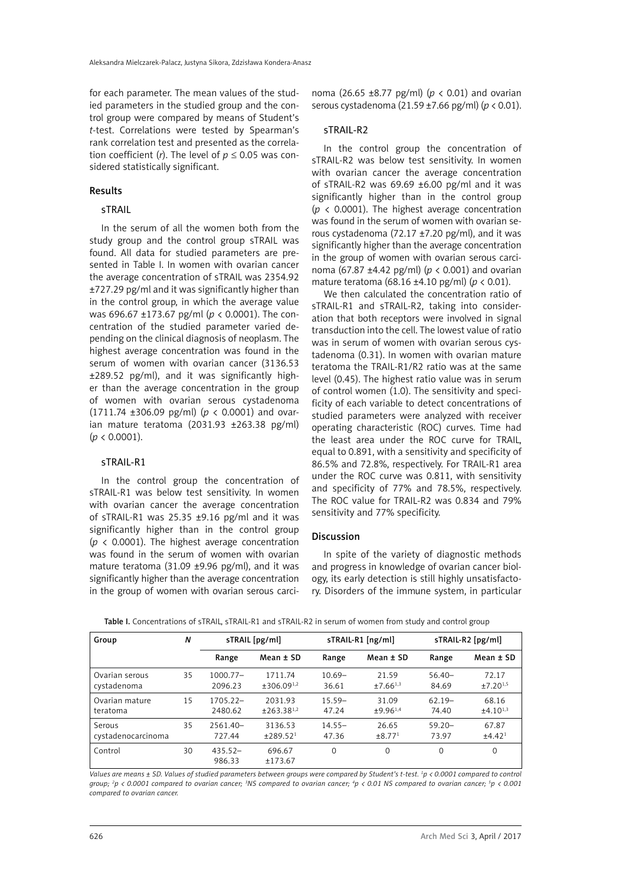for each parameter. The mean values of the studied parameters in the studied group and the control group were compared by means of Student's *t*-test. Correlations were tested by Spearman's rank correlation test and presented as the correlation coefficient (*r*). The level of $p \leq 0.05$ was considered statistically significant.

## Results

### sTRAIL

In the serum of all the women both from the study group and the control group sTRAIL was found. All data for studied parameters are presented in Table I. In women with ovarian cancer the average concentration of sTRAIL was 2354.92 ±727.29 pg/ml and it was significantly higher than in the control group, in which the average value was 696.67 ±173.67 pg/ml ($p < 0.0001$). The concentration of the studied parameter varied depending on the clinical diagnosis of neoplasm. The highest average concentration was found in the serum of women with ovarian cancer (3136.53 ±289.52 pg/ml), and it was significantly higher than the average concentration in the group of women with ovarian serous cystadenoma (1711.74 ±306.09 pg/ml) ($p < 0.0001$) and ovarian mature teratoma (2031.93 ±263.38 pg/ml) ($p < 0.0001$).

### sTRAIL-R1

In the control group the concentration of sTRAIL-R1 was below test sensitivity. In women with ovarian cancer the average concentration of sTRAIL-R1 was 25.35 ±9.16 pg/ml and it was significantly higher than in the control group ($p < 0.0001$). The highest average concentration was found in the serum of women with ovarian mature teratoma (31.09 ±9.96 pg/ml), and it was significantly higher than the average concentration in the group of women with ovarian serous carcinoma (26.65 ±8.77 pg/ml) ($p < 0.01$) and ovarian serous cystadenoma (21.59 ±7.66 pg/ml) ($p < 0.01$).

### sTRAIL-R2

In the control group the concentration of sTRAIL-R2 was below test sensitivity. In women with ovarian cancer the average concentration of sTRAIL-R2 was 69.69 ±6.00 pg/ml and it was significantly higher than in the control group ($p < 0.0001$). The highest average concentration was found in the serum of women with ovarian serous cystadenoma (72.17 ±7.20 pg/ml), and it was significantly higher than the average concentration in the group of women with ovarian serous carcinoma (67.87 ±4.42 pg/ml) ($p < 0.001$) and ovarian mature teratoma (68.16 ±4.10 pg/ml) ($p < 0.01$).

We then calculated the concentration ratio of sTRAIL-R1 and sTRAIL-R2, taking into consideration that both receptors were involved in signal transduction into the cell. The lowest value of ratio was in serum of women with ovarian serous cystadenoma (0.31). In women with ovarian mature teratoma the TRAIL-R1/R2 ratio was at the same level (0.45). The highest ratio value was in serum of control women (1.0). The sensitivity and specificity of each variable to detect concentrations of studied parameters were analyzed with receiver operating characteristic (ROC) curves. Time had the least area under the ROC curve for TRAIL, equal to 0.891, with a sensitivity and specificity of 86.5% and 72.8%, respectively. For TRAIL-R1 area under the ROC curve was 0.811, with sensitivity and specificity of 77% and 78.5%, respectively. The ROC value for TRAIL-R2 was 0.834 and 79% sensitivity and 77% specificity.

## Discussion

In spite of the variety of diagnostic methods and progress in knowledge of ovarian cancer biology, its early detection is still highly unsatisfactory. Disorders of the immune system, in particular

**Table I.** Concentrations of sTRAIL, sTRAIL-R1 and sTRAIL-R2 in serum of women from study and control group

| Group | *N* | sTRAIL [pg/ml] | | sTRAIL-R1 [ng/ml] | | sTRAIL-R2 [pg/ml] | |
|---|---|---|---|---|---|---|---|
| | | Range | Mean ± SD | Range | Mean ± SD | Range | Mean ± SD |
| Ovarian serous cystadenoma | 35 | 1000.77–2096.23 | 1711.74 ±306.09[1,2] | 10.69–36.61 | 21.59 ±7.66[1,3] | 56.40–84.69 | 72.17 ±7.20[1,5] |
| Ovarian mature teratoma | 15 | 1705.22–2480.62 | 2031.93 ±263.38[1,2] | 15.59–47.24 | 31.09 ±9.96[1,4] | 62.19–74.40 | 68.16 ±4.10[1,3] |
| Serous cystadenocarcinoma | 35 | 2561.40–727.44 | 3136.53 ±289.52[1] | 14.55–47.36 | 26.65 ±8.77[1] | 59.20–73.97 | 67.87 ±4.42[1] |
| Control | 30 | 435.52–986.33 | 696.67 ±173.67 | 0 | 0 | 0 | 0 |

*Values are means ± SD. Values of studied parameters between groups were compared by Student's t-test. [1]p < 0.0001 compared to control group; [2]p < 0.0001 compared to ovarian cancer; [3]NS compared to ovarian cancer; [4]p < 0.01 NS compared to ovarian cancer; [5]p < 0.001 compared to ovarian cancer.*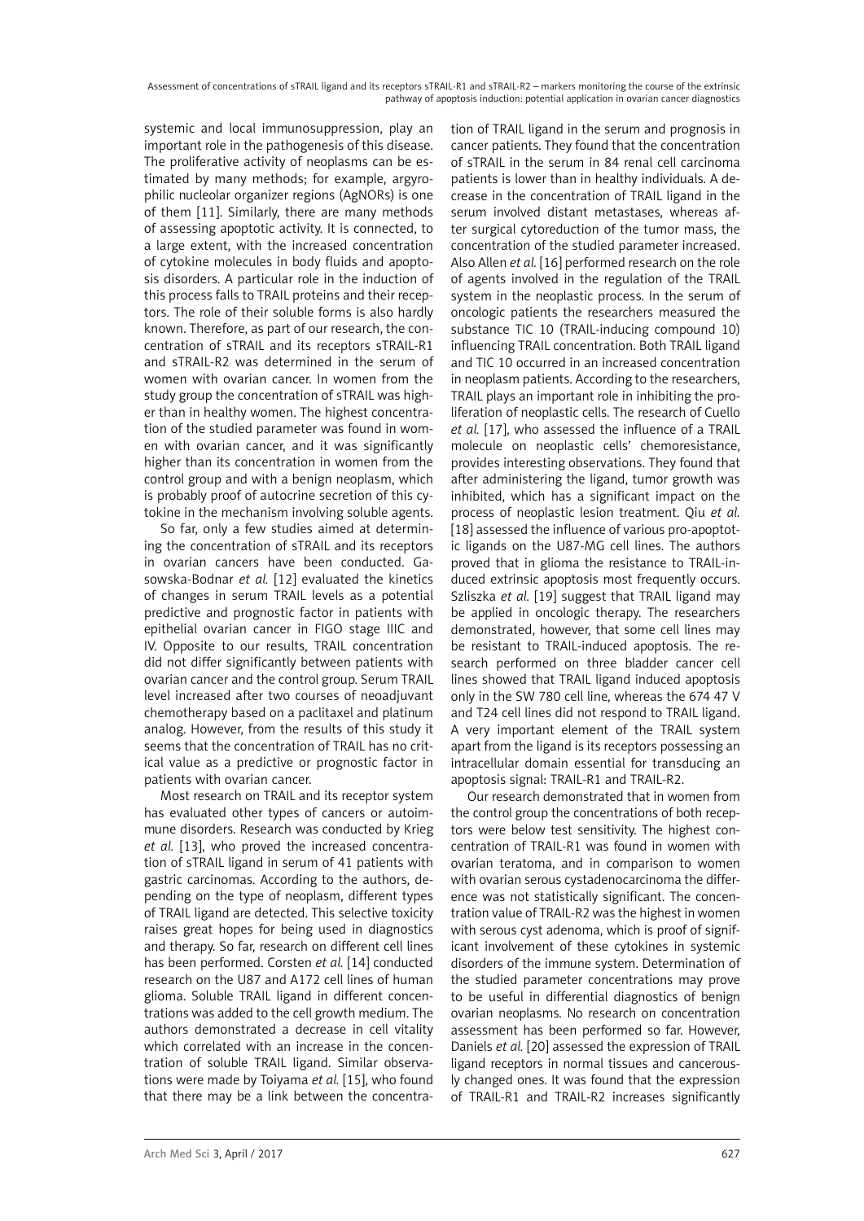systemic and local immunosuppression, play an important role in the pathogenesis of this disease. The proliferative activity of neoplasms can be estimated by many methods; for example, argyrophilic nucleolar organizer regions (AgNORs) is one of them [11]. Similarly, there are many methods of assessing apoptotic activity. It is connected, to a large extent, with the increased concentration of cytokine molecules in body fluids and apoptosis disorders. A particular role in the induction of this process falls to TRAIL proteins and their receptors. The role of their soluble forms is also hardly known. Therefore, as part of our research, the concentration of sTRAIL and its receptors sTRAIL-R1 and sTRAIL-R2 was determined in the serum of women with ovarian cancer. In women from the study group the concentration of sTRAIL was higher than in healthy women. The highest concentration of the studied parameter was found in women with ovarian cancer, and it was significantly higher than its concentration in women from the control group and with a benign neoplasm, which is probably proof of autocrine secretion of this cytokine in the mechanism involving soluble agents.

So far, only a few studies aimed at determining the concentration of sTRAIL and its receptors in ovarian cancers have been conducted. Gasowska-Bodnar *et al.* [12] evaluated the kinetics of changes in serum TRAIL levels as a potential predictive and prognostic factor in patients with epithelial ovarian cancer in FIGO stage IIIC and IV. Opposite to our results, TRAIL concentration did not differ significantly between patients with ovarian cancer and the control group. Serum TRAIL level increased after two courses of neoadjuvant chemotherapy based on a paclitaxel and platinum analog. However, from the results of this study it seems that the concentration of TRAIL has no critical value as a predictive or prognostic factor in patients with ovarian cancer.

Most research on TRAIL and its receptor system has evaluated other types of cancers or autoimmune disorders. Research was conducted by Krieg *et al.* [13], who proved the increased concentration of sTRAIL ligand in serum of 41 patients with gastric carcinomas. According to the authors, depending on the type of neoplasm, different types of TRAIL ligand are detected. This selective toxicity raises great hopes for being used in diagnostics and therapy. So far, research on different cell lines has been performed. Corsten *et al.* [14] conducted research on the U87 and A172 cell lines of human glioma. Soluble TRAIL ligand in different concentrations was added to the cell growth medium. The authors demonstrated a decrease in cell vitality which correlated with an increase in the concentration of soluble TRAIL ligand. Similar observations were made by Toiyama *et al.* [15], who found that there may be a link between the concentration of TRAIL ligand in the serum and prognosis in cancer patients. They found that the concentration of sTRAIL in the serum in 84 renal cell carcinoma patients is lower than in healthy individuals. A decrease in the concentration of TRAIL ligand in the serum involved distant metastases, whereas after surgical cytoreduction of the tumor mass, the concentration of the studied parameter increased. Also Allen *et al.* [16] performed research on the role of agents involved in the regulation of the TRAIL system in the neoplastic process. In the serum of oncologic patients the researchers measured the substance TIC 10 (TRAIL-inducing compound 10) influencing TRAIL concentration. Both TRAIL ligand and TIC 10 occurred in an increased concentration in neoplasm patients. According to the researchers, TRAIL plays an important role in inhibiting the proliferation of neoplastic cells. The research of Cuello *et al.* [17], who assessed the influence of a TRAIL molecule on neoplastic cells' chemoresistance, provides interesting observations. They found that after administering the ligand, tumor growth was inhibited, which has a significant impact on the process of neoplastic lesion treatment. Qiu *et al.* [18] assessed the influence of various pro-apoptotic ligands on the U87-MG cell lines. The authors proved that in glioma the resistance to TRAIL-induced extrinsic apoptosis most frequently occurs. Szliszka *et al.* [19] suggest that TRAIL ligand may be applied in oncologic therapy. The researchers demonstrated, however, that some cell lines may be resistant to TRAIL-induced apoptosis. The research performed on three bladder cancer cell lines showed that TRAIL ligand induced apoptosis only in the SW 780 cell line, whereas the 674 47 V and T24 cell lines did not respond to TRAIL ligand. A very important element of the TRAIL system apart from the ligand is its receptors possessing an intracellular domain essential for transducing an apoptosis signal: TRAIL-R1 and TRAIL-R2.

Our research demonstrated that in women from the control group the concentrations of both receptors were below test sensitivity. The highest concentration of TRAIL-R1 was found in women with ovarian teratoma, and in comparison to women with ovarian serous cystadenocarcinoma the difference was not statistically significant. The concentration value of TRAIL-R2 was the highest in women with serous cyst adenoma, which is proof of significant involvement of these cytokines in systemic disorders of the immune system. Determination of the studied parameter concentrations may prove to be useful in differential diagnostics of benign ovarian neoplasms. No research on concentration assessment has been performed so far. However, Daniels *et al.* [20] assessed the expression of TRAIL ligand receptors in normal tissues and cancerously changed ones. It was found that the expression of TRAIL-R1 and TRAIL-R2 increases significantly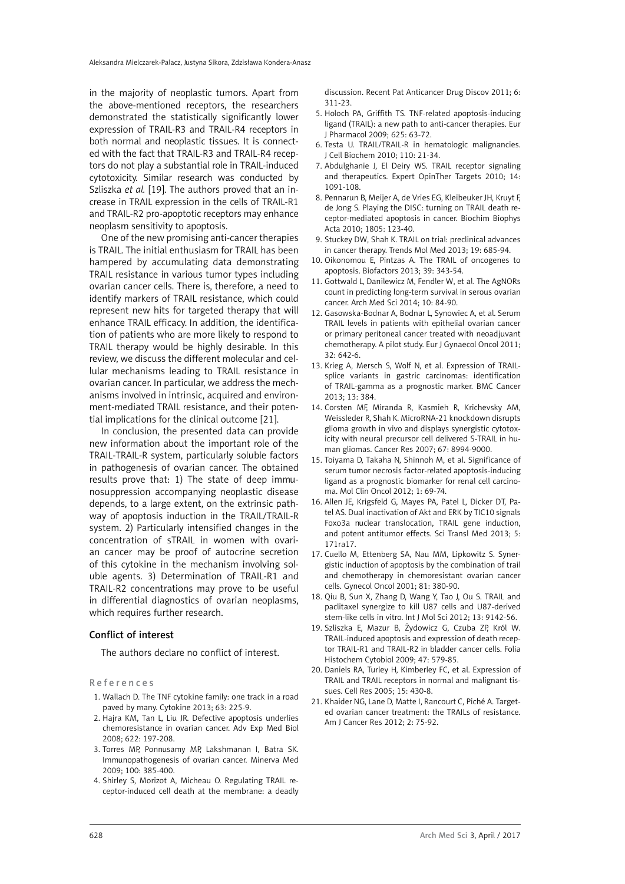in the majority of neoplastic tumors. Apart from the above-mentioned receptors, the researchers demonstrated the statistically significantly lower expression of TRAIL-R3 and TRAIL-R4 receptors in both normal and neoplastic tissues. It is connected with the fact that TRAIL-R3 and TRAIL-R4 receptors do not play a substantial role in TRAIL-induced cytotoxicity. Similar research was conducted by Szliszka *et al.* [19]. The authors proved that an increase in TRAIL expression in the cells of TRAIL-R1 and TRAIL-R2 pro-apoptotic receptors may enhance neoplasm sensitivity to apoptosis.

One of the new promising anti-cancer therapies is TRAIL. The initial enthusiasm for TRAIL has been hampered by accumulating data demonstrating TRAIL resistance in various tumor types including ovarian cancer cells. There is, therefore, a need to identify markers of TRAIL resistance, which could represent new hits for targeted therapy that will enhance TRAIL efficacy. In addition, the identification of patients who are more likely to respond to TRAIL therapy would be highly desirable. In this review, we discuss the different molecular and cellular mechanisms leading to TRAIL resistance in ovarian cancer. In particular, we address the mechanisms involved in intrinsic, acquired and environment-mediated TRAIL resistance, and their potential implications for the clinical outcome [21].

In conclusion, the presented data can provide new information about the important role of the TRAIL-TRAIL-R system, particularly soluble factors in pathogenesis of ovarian cancer. The obtained results prove that: 1) The state of deep immunosuppression accompanying neoplastic disease depends, to a large extent, on the extrinsic pathway of apoptosis induction in the TRAIL/TRAIL-R system. 2) Particularly intensified changes in the concentration of sTRAIL in women with ovarian cancer may be proof of autocrine secretion of this cytokine in the mechanism involving soluble agents. 3) Determination of TRAIL-R1 and TRAIL-R2 concentrations may prove to be useful in differential diagnostics of ovarian neoplasms, which requires further research.

## Conflict of interest

The authors declare no conflict of interest.

## References

1. Wallach D. The TNF cytokine family: one track in a road paved by many. Cytokine 2013; 63: 225-9.
2. Hajra KM, Tan L, Liu JR. Defective apoptosis underlies chemoresistance in ovarian cancer. Adv Exp Med Biol 2008; 622: 197-208.
3. Torres MP, Ponnusamy MP, Lakshmanan I, Batra SK. Immunopathogenesis of ovarian cancer. Minerva Med 2009; 100: 385-400.
4. Shirley S, Morizot A, Micheau O. Regulating TRAIL receptor-induced cell death at the membrane: a deadly discussion. Recent Pat Anticancer Drug Discov 2011; 6: 311-23.
5. Holoch PA, Griffith TS. TNF-related apoptosis-inducing ligand (TRAIL): a new path to anti-cancer therapies. Eur J Pharmacol 2009; 625: 63-72.
6. Testa U. TRAIL/TRAIL-R in hematologic malignancies. J Cell Biochem 2010; 110: 21-34.
7. Abdulghanie J, El Deiry WS. TRAIL receptor signaling and therapeutics. Expert OpinTher Targets 2010; 14: 1091-108.
8. Pennarun B, Meijer A, de Vries EG, Kleibeuker JH, Kruyt F, de Jong S. Playing the DISC: turning on TRAIL death receptor-mediated apoptosis in cancer. Biochim Biophys Acta 2010; 1805: 123-40.
9. Stuckey DW, Shah K. TRAIL on trial: preclinical advances in cancer therapy. Trends Mol Med 2013; 19: 685-94.
10. Oikonomou E, Pintzas A. The TRAIL of oncogenes to apoptosis. Biofactors 2013; 39: 343-54.
11. Gottwald L, Danilewicz M, Fendler W, et al. The AgNORs count in predicting long-term survival in serous ovarian cancer. Arch Med Sci 2014; 10: 84-90.
12. Gasowska-Bodnar A, Bodnar L, Synowiec A, et al. Serum TRAIL levels in patients with epithelial ovarian cancer or primary peritoneal cancer treated with neoadjuvant chemotherapy. A pilot study. Eur J Gynaecol Oncol 2011; 32: 642-6.
13. Krieg A, Mersch S, Wolf N, et al. Expression of TRAIL-splice variants in gastric carcinomas: identification of TRAIL-gamma as a prognostic marker. BMC Cancer 2013; 13: 384.
14. Corsten MF, Miranda R, Kasmieh R, Krichevsky AM, Weissleder R, Shah K. MicroRNA-21 knockdown disrupts glioma growth in vivo and displays synergistic cytotoxicity with neural precursor cell delivered S-TRAIL in human gliomas. Cancer Res 2007; 67: 8994-9000.
15. Toiyama D, Takaha N, Shinnoh M, et al. Significance of serum tumor necrosis factor-related apoptosis-inducing ligand as a prognostic biomarker for renal cell carcinoma. Mol Clin Oncol 2012; 1: 69-74.
16. Allen JE, Krigsfeld G, Mayes PA, Patel L, Dicker DT, Patel AS. Dual inactivation of Akt and ERK by TIC10 signals Foxo3a nuclear translocation, TRAIL gene induction, and potent antitumor effects. Sci Transl Med 2013; 5: 171ra17.
17. Cuello M, Ettenberg SA, Nau MM, Lipkowitz S. Synergistic induction of apoptosis by the combination of trail and chemotherapy in chemoresistant ovarian cancer cells. Gynecol Oncol 2001; 81: 380-90.
18. Qiu B, Sun X, Zhang D, Wang Y, Tao J, Ou S. TRAIL and paclitaxel synergize to kill U87 cells and U87-derived stem-like cells in vitro. Int J Mol Sci 2012; 13: 9142-56.
19. Szliszka E, Mazur B, Żydowicz G, Czuba ZP, Król W. TRAIL-induced apoptosis and expression of death receptor TRAIL-R1 and TRAIL-R2 in bladder cancer cells. Folia Histochem Cytobiol 2009; 47: 579-85.
20. Daniels RA, Turley H, Kimberley FC, et al. Expression of TRAIL and TRAIL receptors in normal and malignant tissues. Cell Res 2005; 15: 430-8.
21. Khaider NG, Lane D, Matte I, Rancourt C, Piché A. Targeted ovarian cancer treatment: the TRAILs of resistance. Am J Cancer Res 2012; 2: 75-92.